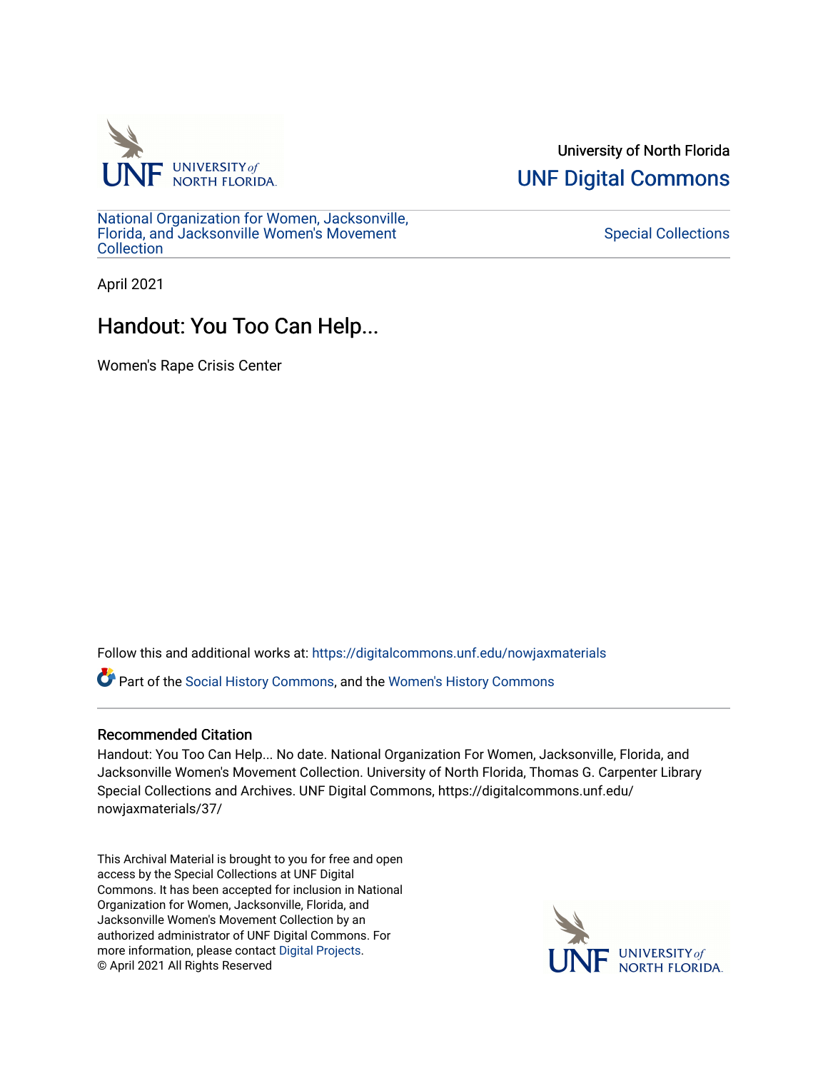University of North Florida

UNF Digital Commons

National Organization for Women, Jacksonville, Florida, and Jacksonville Women's Movement Collection

Special Collections

April 2021

# Handout: You Too Can Help...

Women's Rape Crisis Center

Follow this and additional works at: https://digitalcommons.unf.edu/nowjaxmaterials

Part of the Social History Commons, and the Women's History Commons

### Recommended Citation

Handout: You Too Can Help... No date. National Organization For Women, Jacksonville, Florida, and Jacksonville Women's Movement Collection. University of North Florida, Thomas G. Carpenter Library Special Collections and Archives. UNF Digital Commons, https://digitalcommons.unf.edu/nowjaxmaterials/37/

This Archival Material is brought to you for free and open access by the Special Collections at UNF Digital Commons. It has been accepted for inclusion in National Organization for Women, Jacksonville, Florida, and Jacksonville Women's Movement Collection by an authorized administrator of UNF Digital Commons. For more information, please contact Digital Projects.
© April 2021 All Rights Reserved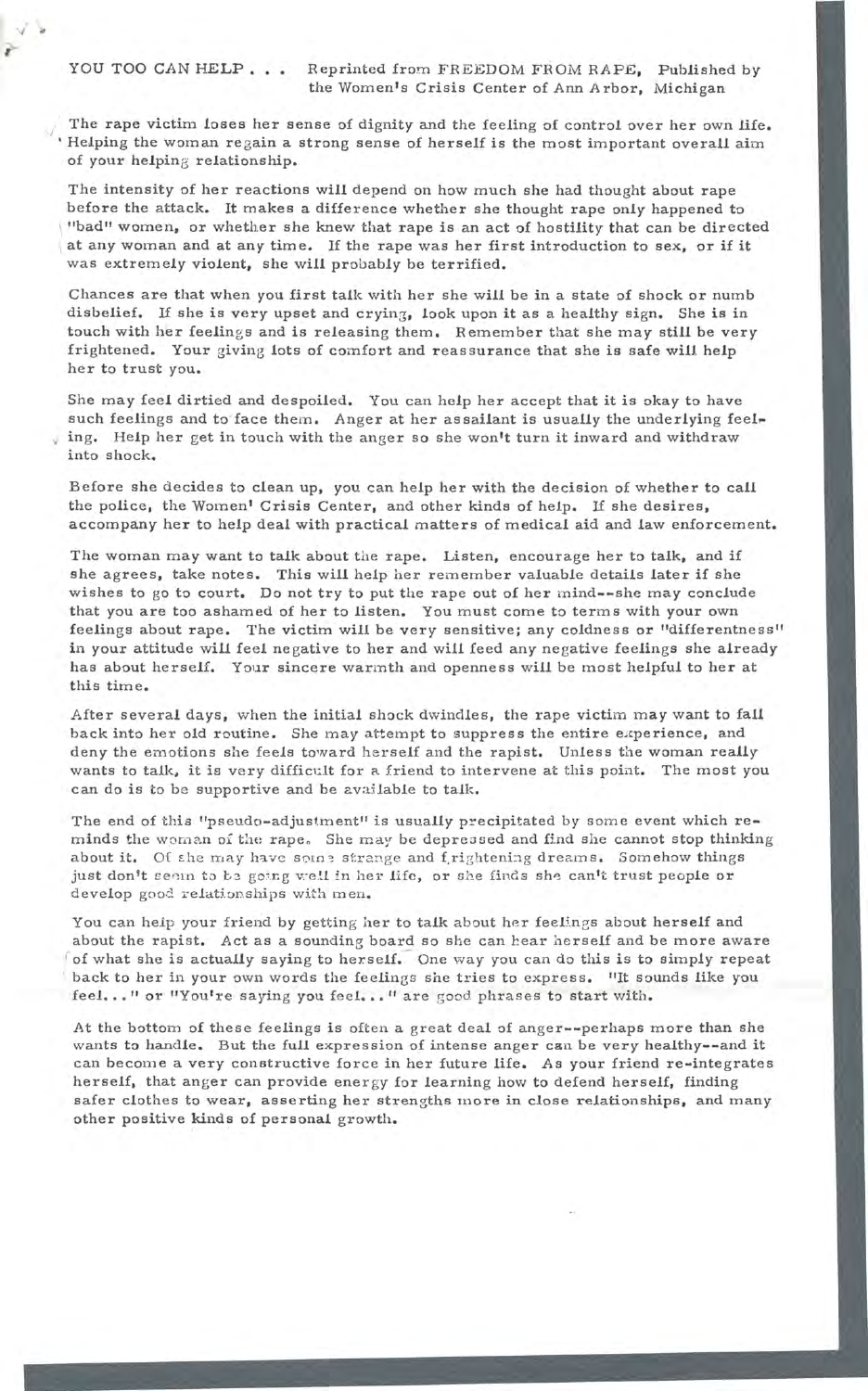YOU TOO CAN HELP . . . Reprinted from FREEDOM FROM RAPE, Published by the Women's Crisis Center of Ann Arbor, Michigan

The rape victim loses her sense of dignity and the feeling of control over her own life. Helping the woman regain a strong sense of herself is the most important overall aim of your helping relationship.

The intensity of her reactions will depend on how much she had thought about rape before the attack. It makes a difference whether she thought rape only happened to "bad" women, or whether she knew that rape is an act of hostility that can be directed at any woman and at any time. If the rape was her first introduction to sex, or if it was extremely violent, she will probably be terrified.

Chances are that when you first talk with her she will be in a state of shock or numb disbelief. If she is very upset and crying, look upon it as a healthy sign. She is in touch with her feelings and is releasing them. Remember that she may still be very frightened. Your giving lots of comfort and reassurance that she is safe will help her to trust you.

She may feel dirtied and despoiled. You can help her accept that it is okay to have such feelings and to face them. Anger at her assailant is usually the underlying feeling. Help her get in touch with the anger so she won't turn it inward and withdraw into shock.

Before she decides to clean up, you can help her with the decision of whether to call the police, the Women' Crisis Center, and other kinds of help. If she desires, accompany her to help deal with practical matters of medical aid and law enforcement.

The woman may want to talk about the rape. Listen, encourage her to talk, and if she agrees, take notes. This will help her remember valuable details later if she wishes to go to court. Do not try to put the rape out of her mind--she may conclude that you are too ashamed of her to listen. You must come to terms with your own feelings about rape. The victim will be very sensitive; any coldness or "differentness" in your attitude will feel negative to her and will feed any negative feelings she already has about herself. Your sincere warmth and openness will be most helpful to her at this time.

After several days, when the initial shock dwindles, the rape victim may want to fall back into her old routine. She may attempt to suppress the entire experience, and deny the emotions she feels toward herself and the rapist. Unless the woman really wants to talk, it is very difficult for a friend to intervene at this point. The most you can do is to be supportive and be available to talk.

The end of this "pseudo-adjustment" is usually precipitated by some event which reminds the woman of the rape. She may be depressed and find she cannot stop thinking about it. Of she may have some strange and frightening dreams. Somehow things just don't seem to be going well in her life, or she finds she can't trust people or develop good relationships with men.

You can help your friend by getting her to talk about her feelings about herself and about the rapist. Act as a sounding board so she can hear herself and be more aware of what she is actually saying to herself. One way you can do this is to simply repeat back to her in your own words the feelings she tries to express. "It sounds like you feel. . . " or "You're saying you feel. . . " are good phrases to start with.

At the bottom of these feelings is often a great deal of anger--perhaps more than she wants to handle. But the full expression of intense anger can be very healthy--and it can become a very constructive force in her future life. As your friend re-integrates herself, that anger can provide energy for learning how to defend herself, finding safer clothes to wear, asserting her strengths more in close relationships, and many other positive kinds of personal growth.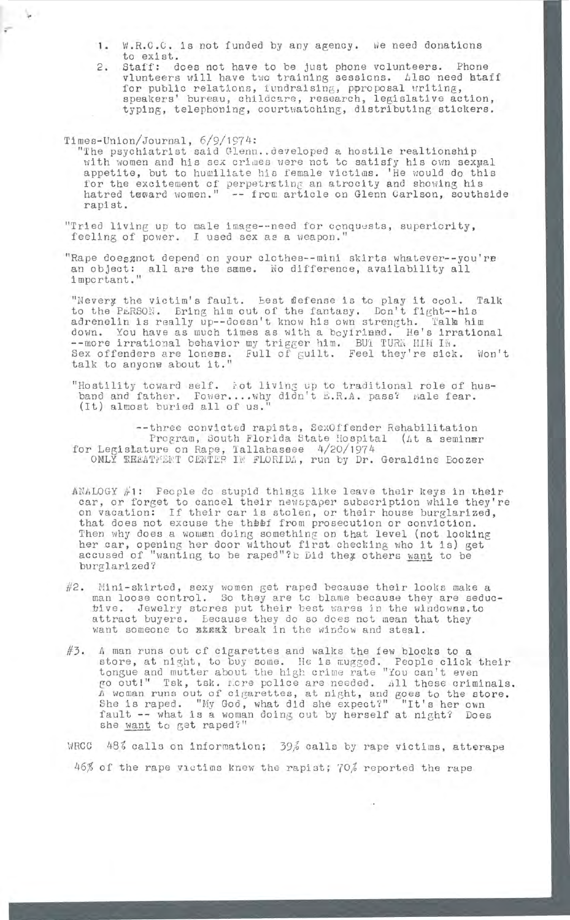1. W.R.C.C. is not funded by any agency. We need donations to exist.
2. Staff: does not have to be just phone volunteers. Phone vlunteers will have two training sessions. Also need staff for public relations, fundraising, pproposal writing, speakers' bureau, childcare, research, legislative action, typing, telephoning, courtwatching, distributing stickers.

Times-Union/Journal, 6/9/1974:
"The psychiatrist said Glenn..developed a hostile realtionship with women and his sex crimes were not to satisfy his own sexual appetite, but to humiliate his female victims. 'He would do this for the excitement of perpetrating an atrocity and showing his hatred toward women." -- from article on Glenn Carlson, southside rapist.

"Tried living up to male image--need for conquests, superiority, feeling of power. I used sex as a weapon."

"Rape does not depend on your clothes--mini skirts whatever--you're an object: all are the same. No difference, availability all important."

"Never the victim's fault. Best defense is to play it cool. Talk to the PERSON. Bring him out of the fantasy. Don't fight--his adrenelin is really up--doesn't know his own strength. Talk him down. You have as much times as with a boyfriend. He's irrational --more irrational behavior my trigger him. BUT TURN HIM IN. Sex offenders are loners. Full of guilt. Feel they're sick. Won't talk to anyone about it."

"Hostility toward self. Not living up to traditional role of husband and father. Power....why didn't E.R.A. pass? Male fear. (It) almost buried all of us."

--three convicted rapists, SexOffender Rehabilitation Program, South Florida State Hospital (At a seminar for Legislature on Rape, Tallahaseee 4/20/1974
ONLY TREATMENT CENTER IN FLORIDA, run by Dr. Geraldine Boozer

ANALOGY #1: People do stupid things like leave their keys in their car, or forget to cancel their newspaper subscription while they're on vacation: If their car is stolen, or their house burglarized, that does not excuse the thief from prosecution or conviction. Then why does a woman doing something on that level (not locking her car, opening her door without first checking who it is) get accused of "wanting to be raped"? Did they others want to be burglarized?

#2. Mini-skirted, sexy women get raped because their looks make a man loose control. So they are to blame because they are seductive. Jewelry stores put their best wares in the windows to attract buyers. Because they do so does not mean that they want someone to break in the window and steal.

#3. A man runs out of cigarettes and walks the few blocks to a store, at night, to buy some. He is mugged. People click their tongue and mutter about the high crime rate "You can't even go out!" Tsk, tsk. More police are needed. All these criminals. A woman runs out of cigarettes, at night, and goes to the store. She is raped. "My God, what did she expect?" "It's her own fault -- what is a woman doing out by herself at night? Does she want to get raped?"

WRCC 48% calls on information; 39% calls by rape victims, atterape

46% of the rape victims knew the rapist; 70% reported the rape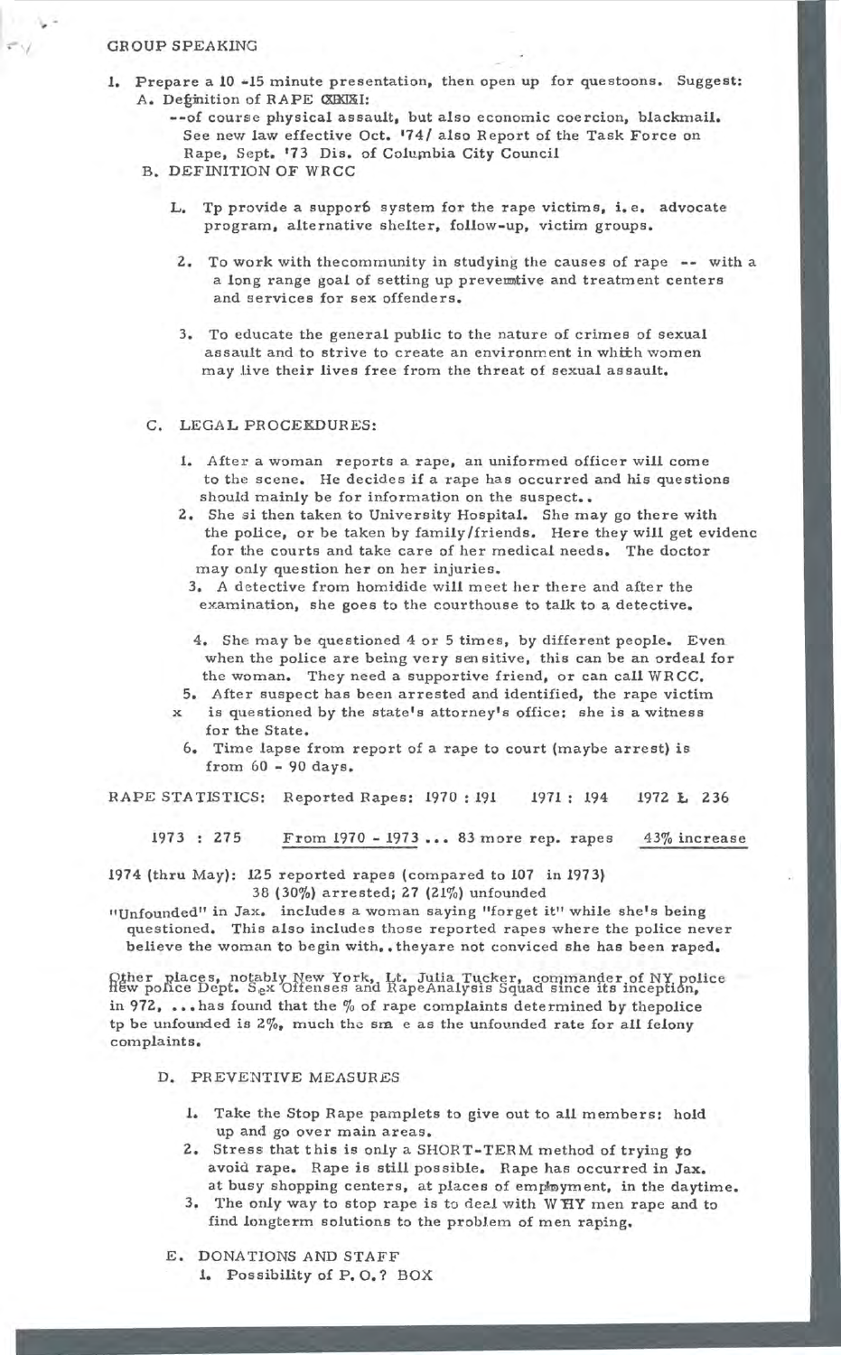GROUP SPEAKING

1. Prepare a 10 -15 minute presentation, then open up for questoons. Suggest:
   A. Definition of RAPE XXXXX:
      --of course physical assault, but also economic coercion, blackmail. See new law effective Oct. '74/ also Report of the Task Force on Rape, Sept. '73 Dis. of Columbia City Council
   B. DEFINITION OF WRCC
      1. Tp provide a suppor6 system for the rape victims, i.e. advocate program, alternative shelter, follow-up, victim groups.
      2. To work with thecommunity in studying the causes of rape -- with a a long range goal of setting up preventive and treatment centers and services for sex offenders.
      3. To educate the general public to the nature of crimes of sexual assault and to strive to create an environment in which women may live their lives free from the threat of sexual assault.
   C. LEGAL PROCEDURES:
      1. After a woman reports a rape, an uniformed officer will come to the scene. He decides if a rape has occurred and his questions should mainly be for information on the suspect..
      2. She si then taken to University Hospital. She may go there with the police, or be taken by family/friends. Here they will get evidenc for the courts and take care of her medical needs. The doctor may only question her on her injuries.
      3. A detective from homidide will meet her there and after the examination, she goes to the courthouse to talk to a detective.
      4. She may be questioned 4 or 5 times, by different people. Even when the police are being very sensitive, this can be an ordeal for the woman. They need a supportive friend, or can call WRCC.
      5. After suspect has been arrested and identified, the rape victim x is questioned by the state's attorney's office: she is a witness for the State.
      6. Time lapse from report of a rape to court (maybe arrest) is from 60 - 90 days.

RAPE STATISTICS: Reported Rapes: 1970 : 191 1971 : 194 1972 L 236

1973 : 275 From 1970 - 1973 ... 83 more rep. rapes 43% increase

1974 (thru May): 125 reported rapes (compared to 107 in 1973)
38 (30%) arrested; 27 (21%) unfounded

"Unfounded" in Jax. includes a woman saying "forget it" while she's being questioned. This also includes those reported rapes where the police never believe the woman to begin with..theyare not conviced she has been raped.

Other places, notably New York, Lt. Julia Tucker, commander of NY police New police Dept. Sex Offenses and RapeAnalysis Squad since its inception, in 972, ...has found that the % of rape complaints determined by thepolice tp be unfounded is 2%, much the sam e as the unfounded rate for all felony complaints.

   D. PREVENTIVE MEASURES
      1. Take the Stop Rape pamplets to give out to all members: hold up and go over main areas.
      2. Stress that this is only a SHORT-TERM method of trying to avoid rape. Rape is still possible. Rape has occurred in Jax. at busy shopping centers, at places of employment, in the daytime.
      3. The only way to stop rape is to deal with WHY men rape and to find longterm solutions to the problem of men raping.
   E. DONATIONS AND STAFF
      1. Possibility of P.O.? BOX